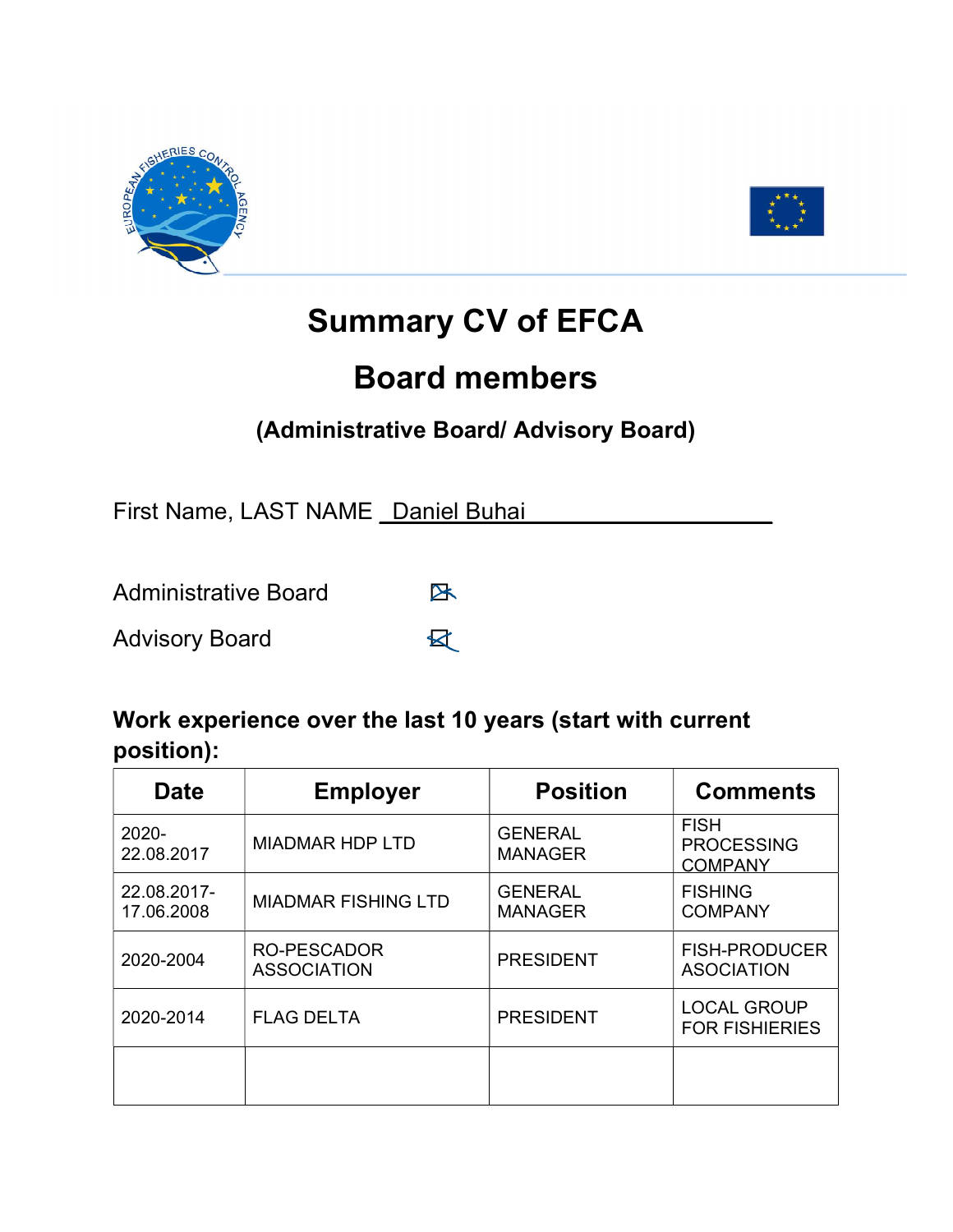# Summary CV of EFCA

# Board members

### (Administrative Board/ Advisory Board)

First Name, LAST NAME Daniel Buhai

Administrative Board ☒

Advisory Board ☒

**Work experience over the last 10 years (start with current position):**

| Date | Employer | Position | Comments |
|---|---|---|---|
| 2020-22.08.2017 | MIADMAR HDP LTD | GENERAL MANAGER | FISH PROCESSING COMPANY |
| 22.08.2017-17.06.2008 | MIADMAR FISHING LTD | GENERAL MANAGER | FISHING COMPANY |
| 2020-2004 | RO-PESCADOR ASSOCIATION | PRESIDENT | FISH-PRODUCER ASOCIATION |
| 2020-2014 | FLAG DELTA | PRESIDENT | LOCAL GROUP FOR FISHIERIES |
| | | | |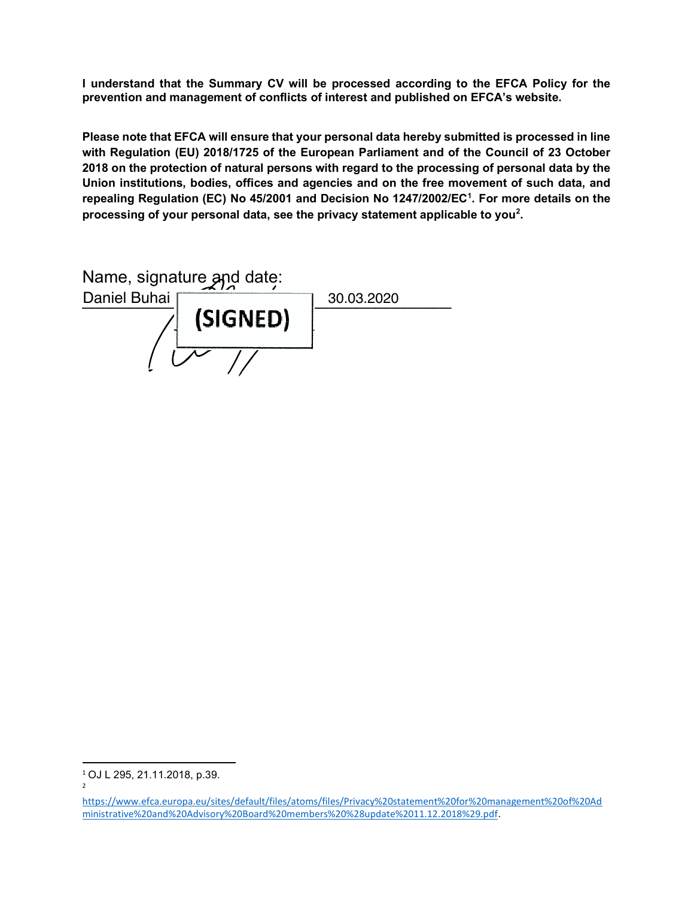**I understand that the Summary CV will be processed according to the EFCA Policy for the prevention and management of conflicts of interest and published on EFCA's website.**

**Please note that EFCA will ensure that your personal data hereby submitted is processed in line with Regulation (EU) 2018/1725 of the European Parliament and of the Council of 23 October 2018 on the protection of natural persons with regard to the processing of personal data by the Union institutions, bodies, offices and agencies and on the free movement of such data, and repealing Regulation (EC) No 45/2001 and Decision No 1247/2002/EC[1]. For more details on the processing of your personal data, see the privacy statement applicable to you[2].**

Name, signature and date:

Daniel Buhai (SIGNED) 30.03.2020

---

[1] OJ L 295, 21.11.2018, p.39.

[2] https://www.efca.europa.eu/sites/default/files/atoms/files/Privacy%20statement%20for%20management%20of%20Administrative%20and%20Advisory%20Board%20members%20%28update%2011.12.2018%29.pdf.